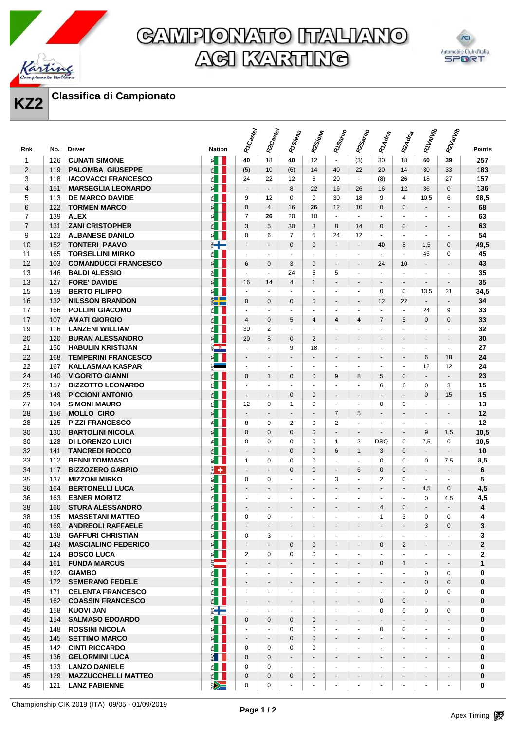# CAMPIONATO ITALIANO ACI KARTING

## KZ2 Classifica di Campionato

| Rnk | No. | Driver | Nation | R1Castel | R2Castel | R1Siena | R2Siena | R1Sarno | R2Sarno | R1Adria | R2Adria | R1ValVib | R2ValVib | Points |
|---|---|---|---|---|---|---|---|---|---|---|---|---|---|---|
| 1 | 126 | CUNATI SIMONE | ITA | **40** | 18 | **40** | 12 | - | (3) | 30 | 18 | **60** | **39** | **257** |
| 2 | 119 | PALOMBA GIUSEPPE | ITA | (5) | 10 | (6) | 14 | 40 | 22 | 20 | 14 | 30 | 33 | **183** |
| 3 | 118 | IACOVACCI FRANCESCO | ITA | 24 | 22 | 12 | 8 | 20 | - | (8) | **26** | 18 | 27 | **157** |
| 4 | 151 | MARSEGLIA LEONARDO | ITA | - | - | 8 | 22 | 16 | 26 | 16 | 12 | 36 | 0 | **136** |
| 5 | 113 | DE MARCO DAVIDE | ITA | 9 | 12 | 0 | 0 | 30 | 18 | 9 | 4 | 10,5 | 6 | **98,5** |
| 6 | 122 | TORMEN MARCO | ITA | 0 | 4 | 16 | **26** | 12 | 10 | 0 | 0 | - | - | **68** |
| 7 | 139 | ALEX | ITA | 7 | **26** | 20 | 10 | - | - | - | - | - | - | **63** |
| 7 | 131 | ZANI CRISTOPHER | ITA | 3 | 5 | 30 | 3 | 8 | 14 | 0 | 0 | - | - | **63** |
| 9 | 123 | ALBANESE DANILO | ITA | 0 | 6 | 7 | 5 | 24 | 12 | - | - | - | - | **54** |
| 10 | 152 | TONTERI PAAVO | FIN | - | - | 0 | 0 | - | - | **40** | 8 | 1,5 | 0 | **49,5** |
| 11 | 165 | TORSELLINI MIRKO | ITA | - | - | - | - | - | - | - | - | 45 | 0 | **45** |
| 12 | 103 | COMANDUCCI FRANCESCO | ITA | 6 | 0 | 3 | 0 | - | - | 24 | 10 | - | - | **43** |
| 13 | 146 | BALDI ALESSIO | ITA | - | - | 24 | 6 | 5 | - | - | - | - | - | **35** |
| 13 | 127 | FORE' DAVIDE | ITA | 16 | 14 | 4 | 1 | - | - | - | - | - | - | **35** |
| 15 | 159 | BERTO FILIPPO | ITA | - | - | - | - | - | - | 0 | 0 | 13,5 | 21 | **34,5** |
| 16 | 132 | NILSSON BRANDON | SWE | 0 | 0 | 0 | 0 | - | - | 12 | 22 | - | - | **34** |
| 17 | 166 | POLLINI GIACOMO | ITA | - | - | - | - | - | - | - | - | 24 | 9 | **33** |
| 17 | 107 | AMATI GIORGIO | ITA | 4 | 0 | 5 | 4 | **4** | **4** | 7 | 5 | 0 | 0 | **33** |
| 19 | 116 | LANZENI WILLIAM | ITA | 30 | 2 | - | - | - | - | - | - | - | - | **32** |
| 20 | 120 | BURAN ALESSANDRO | ITA | 20 | 8 | 0 | 2 | - | - | - | - | - | - | **30** |
| 21 | 150 | HABULIN KRISTIJAN | CRO | - | - | 9 | 18 | - | - | - | - | - | - | **27** |
| 22 | 168 | TEMPERINI FRANCESCO | ITA | - | - | - | - | - | - | - | - | 6 | 18 | **24** |
| 22 | 167 | KALLASMAA KASPAR | EST | - | - | - | - | - | - | - | - | 12 | 12 | **24** |
| 24 | 140 | VIGORITO GIANNI | ITA | 0 | 1 | 0 | 0 | 9 | 8 | 5 | 0 | - | - | **23** |
| 25 | 157 | BIZZOTTO LEONARDO | ITA | - | - | - | - | - | - | 6 | 6 | 0 | 3 | **15** |
| 25 | 149 | PICCIONI ANTONIO | ITA | - | - | 0 | 0 | - | - | - | - | 0 | 15 | **15** |
| 27 | 104 | SIMONI MAURO | ITA | 12 | 0 | 1 | 0 | - | - | 0 | 0 | - | - | **13** |
| 28 | 156 | MOLLO CIRO | ITA | - | - | - | - | 7 | 5 | - | - | - | - | **12** |
| 28 | 125 | PIZZI FRANCESCO | ITA | 8 | 0 | 2 | 0 | 2 | - | - | - | - | - | **12** |
| 30 | 130 | BARTOLINI NICOLA | ITA | 0 | 0 | 0 | 0 | - | - | - | - | 9 | 1,5 | **10,5** |
| 30 | 128 | DI LORENZO LUIGI | ITA | 0 | 0 | 0 | 0 | 1 | 2 | DSQ | 0 | 7,5 | 0 | **10,5** |
| 32 | 141 | TANCREDI ROCCO | ITA | - | - | 0 | 0 | 6 | 1 | 3 | 0 | - | - | **10** |
| 33 | 112 | BENNI TOMMASO | ITA | 1 | 0 | 0 | 0 | - | - | 0 | 0 | 0 | 7,5 | **8,5** |
| 34 | 117 | BIZZOZERO GABRIO | SUI | - | - | 0 | 0 | - | 6 | 0 | 0 | - | - | **6** |
| 35 | 137 | MIZZONI MIRKO | ITA | 0 | 0 | - | - | 3 | - | 2 | 0 | - | - | **5** |
| 36 | 164 | BERTONELLI LUCA | ITA | - | - | - | - | - | - | - | - | 4,5 | 0 | **4,5** |
| 36 | 163 | EBNER MORITZ | ITA | - | - | - | - | - | - | - | - | 0 | 4,5 | **4,5** |
| 38 | 160 | STURA ALESSANDRO | ITA | - | - | - | - | - | - | 4 | 0 | - | - | **4** |
| 38 | 135 | MASSETANI MATTEO | ITA | 0 | 0 | - | - | - | - | 1 | 3 | 0 | 0 | **4** |
| 40 | 169 | ANDREOLI RAFFAELE | ITA | - | - | - | - | - | - | - | - | 3 | 0 | **3** |
| 40 | 138 | GAFFURI CHRISTIAN | ITA | 0 | 3 | - | - | - | - | - | - | - | - | **3** |
| 42 | 143 | MASCIALINO FEDERICO | ITA | - | - | 0 | 0 | - | - | 0 | 2 | - | - | **2** |
| 42 | 124 | BOSCO LUCA | ITA | 2 | 0 | 0 | 0 | - | - | - | - | - | - | **2** |
| 44 | 161 | FUNDA MARCUS | AUT | - | - | - | - | - | - | 0 | 1 | - | - | **1** |
| 45 | 192 | GIAMBO | ITA | - | - | - | - | - | - | - | - | 0 | 0 | **0** |
| 45 | 172 | SEMERANO FEDELE | ITA | - | - | - | - | - | - | - | - | 0 | 0 | **0** |
| 45 | 171 | CELENTA FRANCESCO | ITA | - | - | - | - | - | - | - | - | 0 | 0 | **0** |
| 45 | 162 | COASSIN FRANCESCO | ITA | - | - | - | - | - | - | 0 | 0 | - | - | **0** |
| 45 | 158 | KUOVI JAN | FIN | - | - | - | - | - | - | 0 | 0 | 0 | 0 | **0** |
| 45 | 154 | SALMASO EDOARDO | ITA | 0 | 0 | 0 | 0 | - | - | - | - | - | - | **0** |
| 45 | 148 | ROSSINI NICOLA | ITA | - | - | 0 | 0 | - | - | 0 | 0 | - | - | **0** |
| 45 | 145 | SETTIMO MARCO | ITA | - | - | 0 | 0 | - | - | - | - | - | - | **0** |
| 45 | 142 | CINTI RICCARDO | ITA | 0 | 0 | 0 | 0 | - | - | - | - | - | - | **0** |
| 45 | 136 | GELORMINI LUCA | FRA | 0 | 0 | - | - | - | - | - | - | - | - | **0** |
| 45 | 133 | LANZO DANIELE | ITA | 0 | 0 | - | - | - | - | - | - | - | - | **0** |
| 45 | 129 | MAZZUCCHELLI MATTEO | ITA | 0 | 0 | 0 | 0 | - | - | - | - | - | - | **0** |
| 45 | 121 | LANZ FABIENNE | RSA | 0 | 0 | - | - | - | - | - | - | - | - | **0** |

Championship CIK 2019 (ITA) 09/05 - 01/09/2019

Apex Timing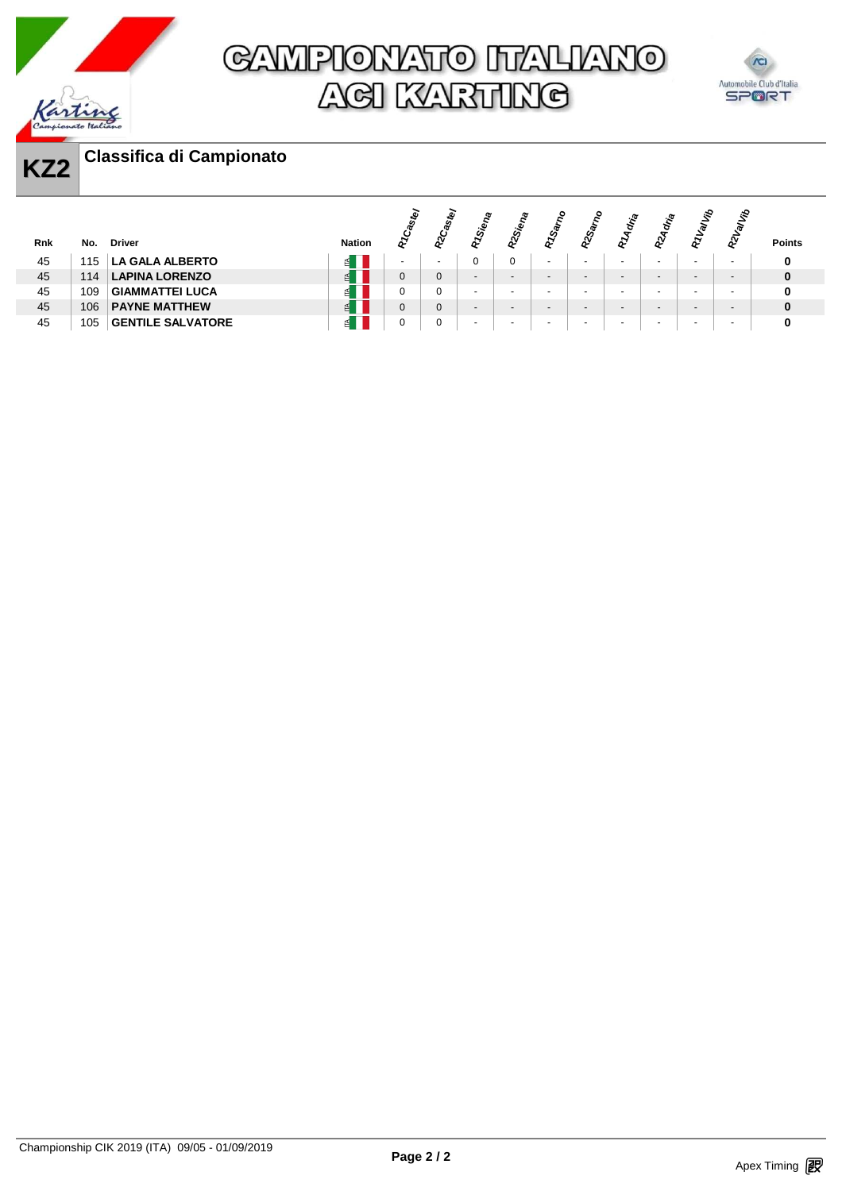# CAMPIONATO ITALIANO ACI KARTING

## KZ2 Classifica di Campionato

| Rnk | No. | Driver | Nation | R1Castel | R2Castel | R1Siena | R2Siena | R1Sarno | R2Sarno | R1Adria | R2Adria | R1ValVib | R2ValVib | Points |
|---|---|---|---|---|---|---|---|---|---|---|---|---|---|---|
| 45 | 115 | **LA GALA ALBERTO** | ITA | - | - | 0 | 0 | - | - | - | - | - | - | **0** |
| 45 | 114 | **LAPINA LORENZO** | ITA | 0 | 0 | - | - | - | - | - | - | - | - | **0** |
| 45 | 109 | **GIAMMATTEI LUCA** | ITA | 0 | 0 | - | - | - | - | - | - | - | - | **0** |
| 45 | 106 | **PAYNE MATTHEW** | ITA | 0 | 0 | - | - | - | - | - | - | - | - | **0** |
| 45 | 105 | **GENTILE SALVATORE** | ITA | 0 | 0 | - | - | - | - | - | - | - | - | **0** |

Championship CIK 2019 (ITA) 09/05 - 01/09/2019

Apex Timing